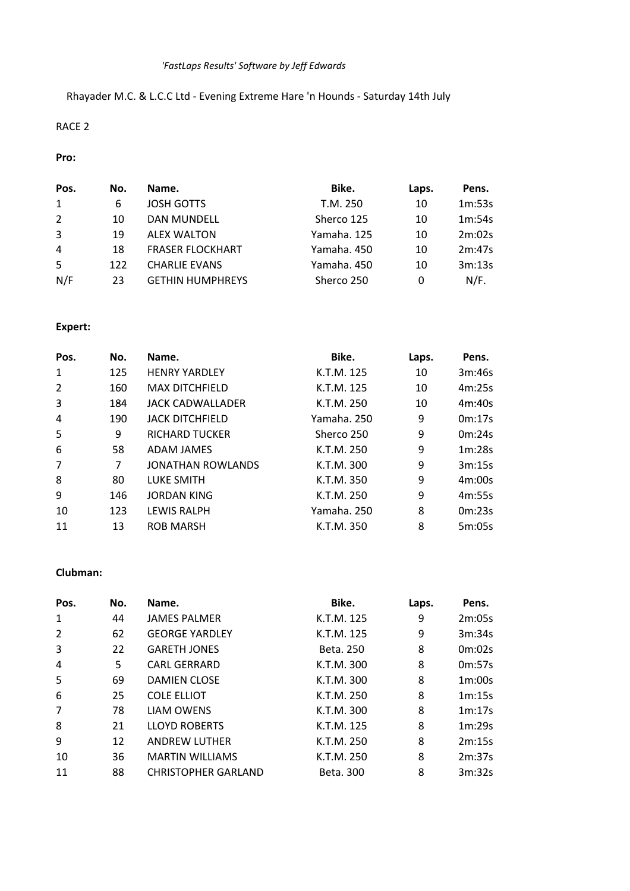*'FastLaps Results' Software by Jeff Edwards*

Rhayader M.C. & L.C.C Ltd - Evening Extreme Hare 'n Hounds - Saturday 14th July

RACE 2

**Pro:**

| Pos. | No. | Name. | Bike. | Laps. | Pens. |
|---|---|---|---|---|---|
| 1 | 6 | JOSH GOTTS | T.M. 250 | 10 | 1m:53s |
| 2 | 10 | DAN MUNDELL | Sherco 125 | 10 | 1m:54s |
| 3 | 19 | ALEX WALTON | Yamaha. 125 | 10 | 2m:02s |
| 4 | 18 | FRASER FLOCKHART | Yamaha. 450 | 10 | 2m:47s |
| 5 | 122 | CHARLIE EVANS | Yamaha. 450 | 10 | 3m:13s |
| N/F | 23 | GETHIN HUMPHREYS | Sherco 250 | 0 | N/F. |

**Expert:**

| Pos. | No. | Name. | Bike. | Laps. | Pens. |
|---|---|---|---|---|---|
| 1 | 125 | HENRY YARDLEY | K.T.M. 125 | 10 | 3m:46s |
| 2 | 160 | MAX DITCHFIELD | K.T.M. 125 | 10 | 4m:25s |
| 3 | 184 | JACK CADWALLADER | K.T.M. 250 | 10 | 4m:40s |
| 4 | 190 | JACK DITCHFIELD | Yamaha. 250 | 9 | 0m:17s |
| 5 | 9 | RICHARD TUCKER | Sherco 250 | 9 | 0m:24s |
| 6 | 58 | ADAM JAMES | K.T.M. 250 | 9 | 1m:28s |
| 7 | 7 | JONATHAN ROWLANDS | K.T.M. 300 | 9 | 3m:15s |
| 8 | 80 | LUKE SMITH | K.T.M. 350 | 9 | 4m:00s |
| 9 | 146 | JORDAN KING | K.T.M. 250 | 9 | 4m:55s |
| 10 | 123 | LEWIS RALPH | Yamaha. 250 | 8 | 0m:23s |
| 11 | 13 | ROB MARSH | K.T.M. 350 | 8 | 5m:05s |

**Clubman:**

| Pos. | No. | Name. | Bike. | Laps. | Pens. |
|---|---|---|---|---|---|
| 1 | 44 | JAMES PALMER | K.T.M. 125 | 9 | 2m:05s |
| 2 | 62 | GEORGE YARDLEY | K.T.M. 125 | 9 | 3m:34s |
| 3 | 22 | GARETH JONES | Beta. 250 | 8 | 0m:02s |
| 4 | 5 | CARL GERRARD | K.T.M. 300 | 8 | 0m:57s |
| 5 | 69 | DAMIEN CLOSE | K.T.M. 300 | 8 | 1m:00s |
| 6 | 25 | COLE ELLIOT | K.T.M. 250 | 8 | 1m:15s |
| 7 | 78 | LIAM OWENS | K.T.M. 300 | 8 | 1m:17s |
| 8 | 21 | LLOYD ROBERTS | K.T.M. 125 | 8 | 1m:29s |
| 9 | 12 | ANDREW LUTHER | K.T.M. 250 | 8 | 2m:15s |
| 10 | 36 | MARTIN WILLIAMS | K.T.M. 250 | 8 | 2m:37s |
| 11 | 88 | CHRISTOPHER GARLAND | Beta. 300 | 8 | 3m:32s |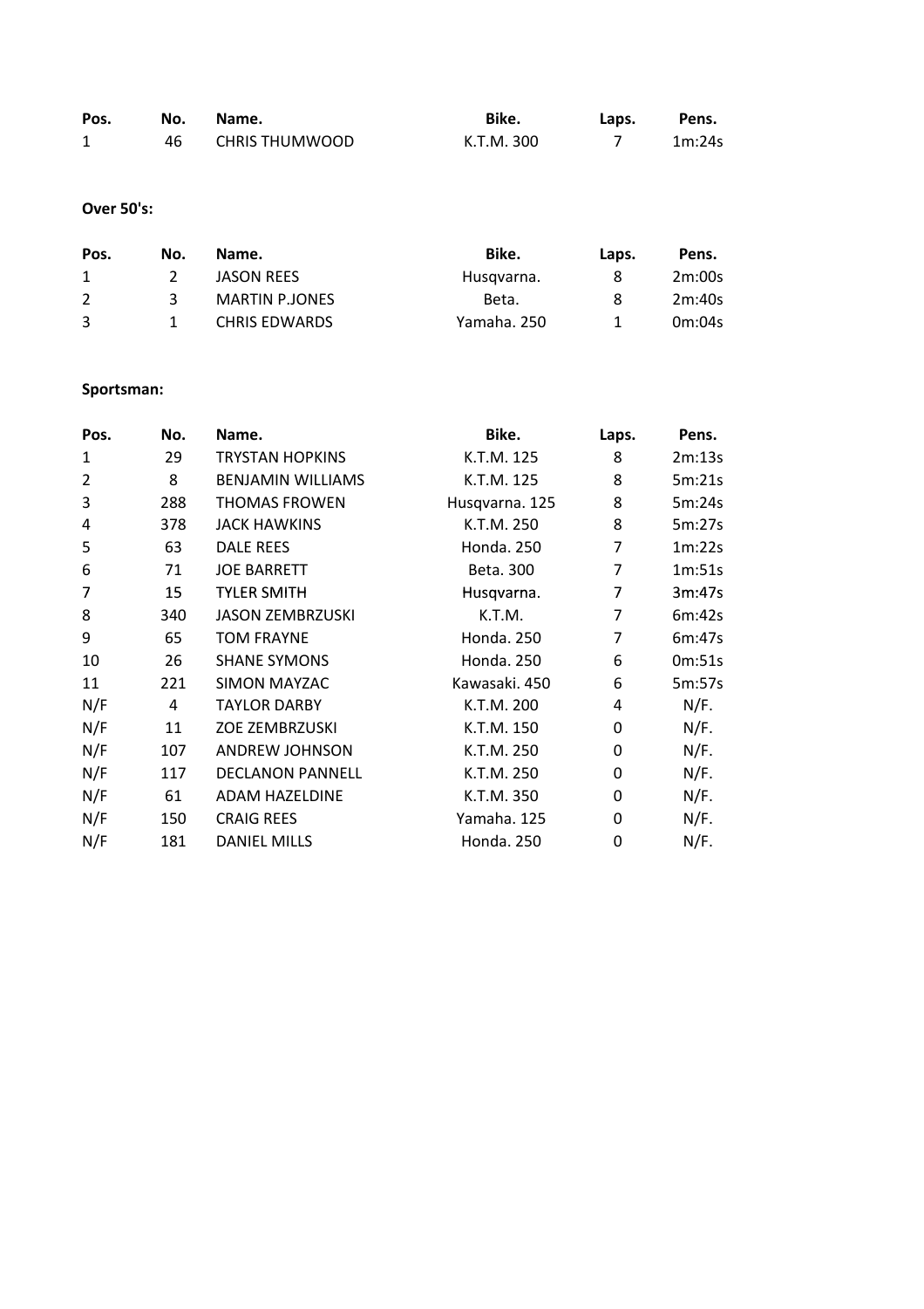| Pos. | No. | Name. | Bike. | Laps. | Pens. |
|---|---|---|---|---|---|
| 1 | 46 | CHRIS THUMWOOD | K.T.M. 300 | 7 | 1m:24s |

**Over 50's:**

| Pos. | No. | Name. | Bike. | Laps. | Pens. |
|---|---|---|---|---|---|
| 1 | 2 | JASON REES | Husqvarna. | 8 | 2m:00s |
| 2 | 3 | MARTIN P.JONES | Beta. | 8 | 2m:40s |
| 3 | 1 | CHRIS EDWARDS | Yamaha. 250 | 1 | 0m:04s |

**Sportsman:**

| Pos. | No. | Name. | Bike. | Laps. | Pens. |
|---|---|---|---|---|---|
| 1 | 29 | TRYSTAN HOPKINS | K.T.M. 125 | 8 | 2m:13s |
| 2 | 8 | BENJAMIN WILLIAMS | K.T.M. 125 | 8 | 5m:21s |
| 3 | 288 | THOMAS FROWEN | Husqvarna. 125 | 8 | 5m:24s |
| 4 | 378 | JACK HAWKINS | K.T.M. 250 | 8 | 5m:27s |
| 5 | 63 | DALE REES | Honda. 250 | 7 | 1m:22s |
| 6 | 71 | JOE BARRETT | Beta. 300 | 7 | 1m:51s |
| 7 | 15 | TYLER SMITH | Husqvarna. | 7 | 3m:47s |
| 8 | 340 | JASON ZEMBRZUSKI | K.T.M. | 7 | 6m:42s |
| 9 | 65 | TOM FRAYNE | Honda. 250 | 7 | 6m:47s |
| 10 | 26 | SHANE SYMONS | Honda. 250 | 6 | 0m:51s |
| 11 | 221 | SIMON MAYZAC | Kawasaki. 450 | 6 | 5m:57s |
| N/F | 4 | TAYLOR DARBY | K.T.M. 200 | 4 | N/F. |
| N/F | 11 | ZOE ZEMBRZUSKI | K.T.M. 150 | 0 | N/F. |
| N/F | 107 | ANDREW JOHNSON | K.T.M. 250 | 0 | N/F. |
| N/F | 117 | DECLANON PANNELL | K.T.M. 250 | 0 | N/F. |
| N/F | 61 | ADAM HAZELDINE | K.T.M. 350 | 0 | N/F. |
| N/F | 150 | CRAIG REES | Yamaha. 125 | 0 | N/F. |
| N/F | 181 | DANIEL MILLS | Honda. 250 | 0 | N/F. |